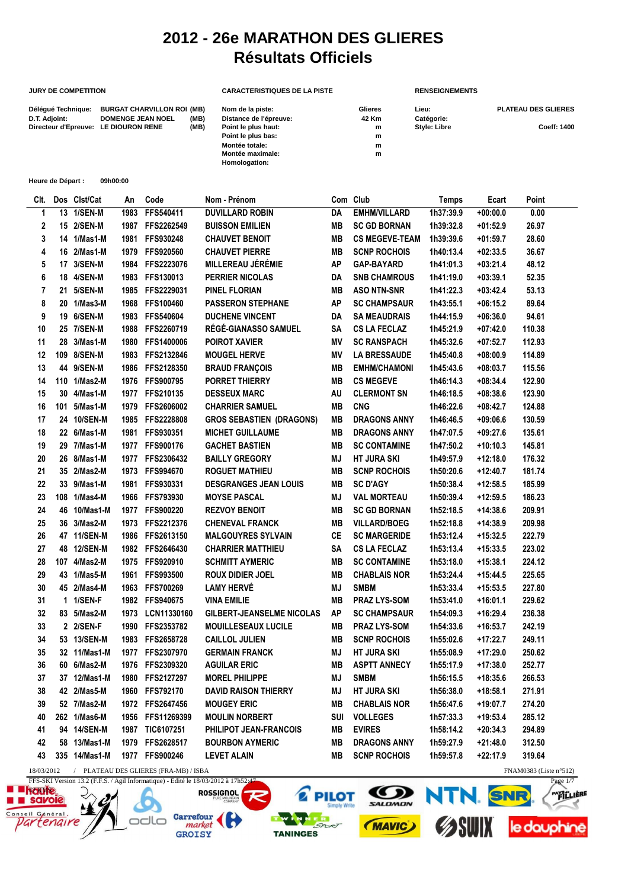# 2012 - 26e MARATHON DES GLIERES
## Résultats Officiels

**JURY DE COMPETITION**

| | | |
|---|---|---|
| Délégué Technique: | BURGAT CHARVILLON ROI | (MB) |
| D.T. Adjoint: | DOMENGE JEAN NOEL | (MB) |
| Directeur d'Epreuve: | LE DIOURON RENE | (MB) |

**CARACTERISTIQUES DE LA PISTE**

| | |
|---|---|
| Nom de la piste: | Glieres |
| Distance de l'épreuve: | 42 Km |
| Point le plus haut: | m |
| Point le plus bas: | m |
| Montée totale: | m |
| Montée maximale: | m |
| Homologation: | |

**RENSEIGNEMENTS**

| | |
|---|---|
| Lieu: | PLATEAU DES GLIERES |
| Catégorie: | |
| Style: Libre | Coeff: 1400 |

**Heure de Départ :** 09h00:00

| Clt. | Dos | Clst/Cat | An | Code | Nom - Prénom | Com | Club | Temps | Ecart | Point |
|---|---|---|---|---|---|---|---|---|---|---|
| 1 | 13 | 1/SEN-M | 1983 | FFS540411 | DUVILLARD ROBIN | DA | EMHM/VILLARD | 1h37:39.9 | +00:00.0 | 0.00 |
| 2 | 15 | 2/SEN-M | 1987 | FFS2262549 | BUISSON EMILIEN | MB | SC GD BORNAN | 1h39:32.8 | +01:52.9 | 26.97 |
| 3 | 14 | 1/Mas1-M | 1981 | FFS930248 | CHAUVET BENOIT | MB | CS MEGEVE-TEAM | 1h39:39.6 | +01:59.7 | 28.60 |
| 4 | 16 | 2/Mas1-M | 1979 | FFS920560 | CHAUVET PIERRE | MB | SCNP ROCHOIS | 1h40:13.4 | +02:33.5 | 36.67 |
| 5 | 17 | 3/SEN-M | 1984 | FFS2223076 | MILLEREAU JÉRÉMIE | AP | GAP-BAYARD | 1h41:01.3 | +03:21.4 | 48.12 |
| 6 | 18 | 4/SEN-M | 1983 | FFS130013 | PERRIER NICOLAS | DA | SNB CHAMROUS | 1h41:19.0 | +03:39.1 | 52.35 |
| 7 | 21 | 5/SEN-M | 1985 | FFS2229031 | PINEL FLORIAN | MB | ASO NTN-SNR | 1h41:22.3 | +03:42.4 | 53.13 |
| 8 | 20 | 1/Mas3-M | 1968 | FFS100460 | PASSERON STEPHANE | AP | SC CHAMPSAUR | 1h43:55.1 | +06:15.2 | 89.64 |
| 9 | 19 | 6/SEN-M | 1983 | FFS540604 | DUCHENE VINCENT | DA | SA MEAUDRAIS | 1h44:15.9 | +06:36.0 | 94.61 |
| 10 | 25 | 7/SEN-M | 1988 | FFS2260719 | RÉGÉ-GIANASSO SAMUEL | SA | CS LA FECLAZ | 1h45:21.9 | +07:42.0 | 110.38 |
| 11 | 28 | 3/Mas1-M | 1980 | FFS1400006 | POIROT XAVIER | MV | SC RANSPACH | 1h45:32.6 | +07:52.7 | 112.93 |
| 12 | 109 | 8/SEN-M | 1983 | FFS2132846 | MOUGEL HERVE | MV | LA BRESSAUDE | 1h45:40.8 | +08:00.9 | 114.89 |
| 13 | 44 | 9/SEN-M | 1986 | FFS2128350 | BRAUD FRANÇOIS | MB | EMHM/CHAMONI | 1h45:43.6 | +08:03.7 | 115.56 |
| 14 | 110 | 1/Mas2-M | 1976 | FFS900795 | PORRET THIERRY | MB | CS MEGEVE | 1h46:14.3 | +08:34.4 | 122.90 |
| 15 | 30 | 4/Mas1-M | 1977 | FFS210135 | DESSEUX MARC | AU | CLERMONT SN | 1h46:18.5 | +08:38.6 | 123.90 |
| 16 | 101 | 5/Mas1-M | 1979 | FFS2606002 | CHARRIER SAMUEL | MB | CNG | 1h46:22.6 | +08:42.7 | 124.88 |
| 17 | 24 | 10/SEN-M | 1985 | FFS2228808 | GROS SEBASTIEN (DRAGONS) | MB | DRAGONS ANNY | 1h46:46.5 | +09:06.6 | 130.59 |
| 18 | 22 | 6/Mas1-M | 1981 | FFS930351 | MICHET GUILLAUME | MB | DRAGONS ANNY | 1h47:07.5 | +09:27.6 | 135.61 |
| 19 | 29 | 7/Mas1-M | 1977 | FFS900176 | GACHET BASTIEN | MB | SC CONTAMINE | 1h47:50.2 | +10:10.3 | 145.81 |
| 20 | 26 | 8/Mas1-M | 1977 | FFS2306432 | BAILLY GREGORY | MJ | HT JURA SKI | 1h49:57.9 | +12:18.0 | 176.32 |
| 21 | 35 | 2/Mas2-M | 1973 | FFS994670 | ROGUET MATHIEU | MB | SCNP ROCHOIS | 1h50:20.6 | +12:40.7 | 181.74 |
| 22 | 33 | 9/Mas1-M | 1981 | FFS930331 | DESGRANGES JEAN LOUIS | MB | SC D'AGY | 1h50:38.4 | +12:58.5 | 185.99 |
| 23 | 108 | 1/Mas4-M | 1966 | FFS793930 | MOYSE PASCAL | MJ | VAL MORTEAU | 1h50:39.4 | +12:59.5 | 186.23 |
| 24 | 46 | 10/Mas1-M | 1977 | FFS900220 | REZVOY BENOIT | MB | SC GD BORNAN | 1h52:18.5 | +14:38.6 | 209.91 |
| 25 | 36 | 3/Mas2-M | 1973 | FFS2212376 | CHENEVAL FRANCK | MB | VILLARD/BOEG | 1h52:18.8 | +14:38.9 | 209.98 |
| 26 | 47 | 11/SEN-M | 1986 | FFS2613150 | MALGOUYRES SYLVAIN | CE | SC MARGERIDE | 1h53:12.4 | +15:32.5 | 222.79 |
| 27 | 48 | 12/SEN-M | 1982 | FFS2646430 | CHARRIER MATTHIEU | SA | CS LA FECLAZ | 1h53:13.4 | +15:33.5 | 223.02 |
| 28 | 107 | 4/Mas2-M | 1975 | FFS920910 | SCHMITT AYMERIC | MB | SC CONTAMINE | 1h53:18.0 | +15:38.1 | 224.12 |
| 29 | 43 | 1/Mas5-M | 1961 | FFS993500 | ROUX DIDIER JOEL | MB | CHABLAIS NOR | 1h53:24.4 | +15:44.5 | 225.65 |
| 30 | 45 | 2/Mas4-M | 1963 | FFS700269 | LAMY HERVÉ | MJ | SMBM | 1h53:33.4 | +15:53.5 | 227.80 |
| 31 | 1 | 1/SEN-F | 1982 | FFS940675 | VINA EMILIE | MB | PRAZ LYS-SOM | 1h53:41.0 | +16:01.1 | 229.62 |
| 32 | 83 | 5/Mas2-M | 1973 | LCN11330160 | GILBERT-JEANSELME NICOLAS | AP | SC CHAMPSAUR | 1h54:09.3 | +16:29.4 | 236.38 |
| 33 | 2 | 2/SEN-F | 1990 | FFS2353782 | MOUILLESEAUX LUCILE | MB | PRAZ LYS-SOM | 1h54:33.6 | +16:53.7 | 242.19 |
| 34 | 53 | 13/SEN-M | 1983 | FFS2658728 | CAILLOL JULIEN | MB | SCNP ROCHOIS | 1h55:02.6 | +17:22.7 | 249.11 |
| 35 | 32 | 11/Mas1-M | 1977 | FFS2307970 | GERMAIN FRANCK | MJ | HT JURA SKI | 1h55:08.9 | +17:29.0 | 250.62 |
| 36 | 60 | 6/Mas2-M | 1976 | FFS2309320 | AGUILAR ERIC | MB | ASPTT ANNECY | 1h55:17.9 | +17:38.0 | 252.77 |
| 37 | 37 | 12/Mas1-M | 1980 | FFS2127297 | MOREL PHILIPPE | MJ | SMBM | 1h56:15.5 | +18:35.6 | 266.53 |
| 38 | 42 | 2/Mas5-M | 1960 | FFS792170 | DAVID RAISON THIERRY | MJ | HT JURA SKI | 1h56:38.0 | +18:58.1 | 271.91 |
| 39 | 52 | 7/Mas2-M | 1972 | FFS2647456 | MOUGEY ERIC | MB | CHABLAIS NOR | 1h56:47.6 | +19:07.7 | 274.20 |
| 40 | 262 | 1/Mas6-M | 1956 | FFS11269399 | MOULIN NORBERT | SUI | VOLLEGES | 1h57:33.3 | +19:53.4 | 285.12 |
| 41 | 94 | 14/SEN-M | 1987 | TIC6107251 | PHILIPOT JEAN-FRANCOIS | MB | EVIRES | 1h58:14.2 | +20:34.3 | 294.89 |
| 42 | 58 | 13/Mas1-M | 1979 | FFS2628517 | BOURBON AYMERIC | MB | DRAGONS ANNY | 1h59:27.9 | +21:48.0 | 312.50 |
| 43 | 335 | 14/Mas1-M | 1977 | FFS900246 | LEVET ALAIN | MB | SCNP ROCHOIS | 1h59:57.8 | +22:17.9 | 319.64 |

18/03/2012 / PLATEAU DES GLIERES (FRA-MB) / ISBA — FNAM0383 (Liste n°512)

FFS-SKI Version 13.2 (F.F.S. / Agil Informatique) - Edité le 18/03/2012 à 17h52:47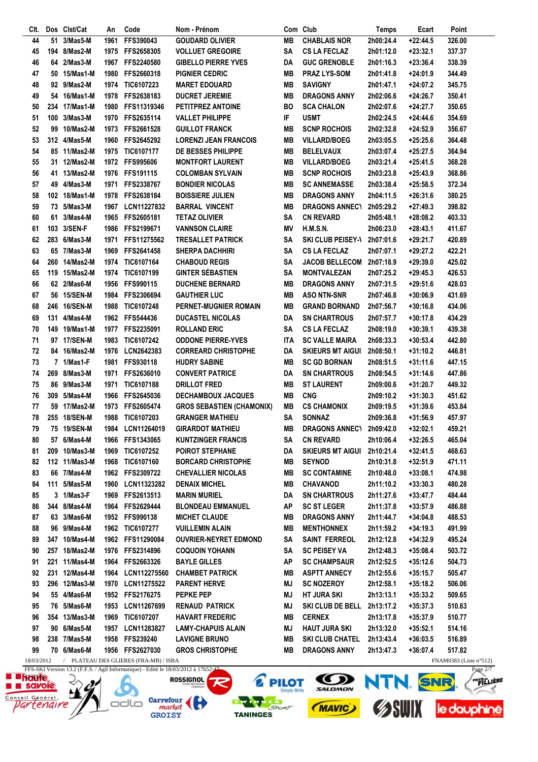| Clt. | Dos | Clst/Cat | An | Code | Nom - Prénom | Com | Club | Temps | Ecart | Point |
|---|---|---|---|---|---|---|---|---|---|---|
| 44 | 51 | 3/Mas5-M | 1961 | FFS390043 | GOUDARD OLIVIER | MB | CHABLAIS NOR | 2h00:24.4 | +22:44.5 | 326.00 |
| 45 | 194 | 8/Mas2-M | 1975 | FFS2658305 | VOLLUET GREGOIRE | SA | CS LA FECLAZ | 2h01:12.0 | +23:32.1 | 337.37 |
| 46 | 64 | 2/Mas3-M | 1967 | FFS2240580 | GIBELLO PIERRE YVES | DA | GUC GRENOBLE | 2h01:16.3 | +23:36.4 | 338.39 |
| 47 | 50 | 15/Mas1-M | 1980 | FFS2660318 | PIGNIER CEDRIC | MB | PRAZ LYS-SOM | 2h01:41.8 | +24:01.9 | 344.49 |
| 48 | 92 | 9/Mas2-M | 1974 | TIC6107223 | MARET EDOUARD | MB | SAVIGNY | 2h01:47.1 | +24:07.2 | 345.75 |
| 49 | 54 | 16/Mas1-M | 1978 | FFS2638183 | DUCRET JEREMIE | MB | DRAGONS ANNY | 2h02:06.6 | +24:26.7 | 350.41 |
| 50 | 234 | 17/Mas1-M | 1980 | FFS11319346 | PETITPREZ ANTOINE | BO | SCA CHALON | 2h02:07.6 | +24:27.7 | 350.65 |
| 51 | 100 | 3/Mas3-M | 1970 | FFS2635114 | VALLET PHILIPPE | IF | USMT | 2h02:24.5 | +24:44.6 | 354.69 |
| 52 | 99 | 10/Mas2-M | 1973 | FFS2661528 | GUILLOT FRANCK | MB | SCNP ROCHOIS | 2h02:32.8 | +24:52.9 | 356.67 |
| 53 | 312 | 4/Mas5-M | 1960 | FFS2645292 | LORENZI JEAN FRANCOIS | MB | VILLARD/BOEG | 2h03:05.5 | +25:25.6 | 364.48 |
| 54 | 85 | 11/Mas2-M | 1975 | TIC6107177 | DE BESSES PHILIPPE | MB | BELELVAUX | 2h03:07.4 | +25:27.5 | 364.94 |
| 55 | 31 | 12/Mas2-M | 1972 | FFS995606 | MONTFORT LAURENT | MB | VILLARD/BOEG | 2h03:21.4 | +25:41.5 | 368.28 |
| 56 | 41 | 13/Mas2-M | 1976 | FFS191115 | COLOMBAN SYLVAIN | MB | SCNP ROCHOIS | 2h03:23.8 | +25:43.9 | 368.86 |
| 57 | 49 | 4/Mas3-M | 1971 | FFS2338767 | BONDIER NICOLAS | MB | SC ANNEMASSE | 2h03:38.4 | +25:58.5 | 372.34 |
| 58 | 102 | 18/Mas1-M | 1978 | FFS2638184 | BOISSIERE JULIEN | MB | DRAGONS ANNY | 2h04:11.5 | +26:31.6 | 380.25 |
| 59 | 73 | 5/Mas3-M | 1967 | LCN11227832 | BARRAL VINCENT | MB | DRAGONS ANNECY | 2h05:29.2 | +27:49.3 | 398.82 |
| 60 | 61 | 3/Mas4-M | 1965 | FFS2605181 | TETAZ OLIVIER | SA | CN REVARD | 2h05:48.1 | +28:08.2 | 403.33 |
| 61 | 103 | 3/SEN-F | 1986 | FFS2199671 | VANNSON CLAIRE | MV | H.M.S.N. | 2h06:23.0 | +28:43.1 | 411.67 |
| 62 | 283 | 6/Mas3-M | 1971 | FFS11275562 | TRESALLET PATRICK | SA | SKI CLUB PEISEY-\ | 2h07:01.6 | +29:21.7 | 420.89 |
| 63 | 65 | 7/Mas3-M | 1969 | FFS2641458 | SHERPA DACHHIRI | SA | CS LA FECLAZ | 2h07:07.1 | +29:27.2 | 422.21 |
| 64 | 260 | 14/Mas2-M | 1974 | TIC6107164 | CHABOUD REGIS | SA | JACOB BELLECOM | 2h07:18.9 | +29:39.0 | 425.02 |
| 65 | 119 | 15/Mas2-M | 1974 | TIC6107199 | GINTER SÉBASTIEN | SA | MONTVALEZAN | 2h07:25.2 | +29:45.3 | 426.53 |
| 66 | 62 | 2/Mas6-M | 1956 | FFS990115 | DUCHENE BERNARD | MB | DRAGONS ANNY | 2h07:31.5 | +29:51.6 | 428.03 |
| 67 | 56 | 15/SEN-M | 1984 | FFS2306694 | GAUTHIER LUC | MB | ASO NTN-SNR | 2h07:46.8 | +30:06.9 | 431.69 |
| 68 | 246 | 16/SEN-M | 1988 | TIC6107248 | PERNET-MUGNIER ROMAIN | MB | GRAND BORNAND | 2h07:56.7 | +30:16.8 | 434.06 |
| 69 | 131 | 4/Mas4-M | 1962 | FFS544436 | DUCASTEL NICOLAS | DA | SN CHARTROUS | 2h07:57.7 | +30:17.8 | 434.29 |
| 70 | 149 | 19/Mas1-M | 1977 | FFS2235091 | ROLLAND ERIC | SA | CS LA FECLAZ | 2h08:19.0 | +30:39.1 | 439.38 |
| 71 | 97 | 17/SEN-M | 1983 | TIC6107242 | ODDONE PIERRE-YVES | ITA | SC VALLE MAIRA | 2h08:33.3 | +30:53.4 | 442.80 |
| 72 | 84 | 16/Mas2-M | 1976 | LCN2642383 | CORREARD CHRISTOPHE | DA | SKIEURS MT AIGUI | 2h08:50.1 | +31:10.2 | 446.81 |
| 73 | 7 | 1/Mas1-F | 1981 | FFS930118 | HUDRY SABINE | MB | SC GD BORNAN | 2h08:51.5 | +31:11.6 | 447.15 |
| 74 | 269 | 8/Mas3-M | 1971 | FFS2636010 | CONVERT PATRICE | DA | SN CHARTROUS | 2h08:54.5 | +31:14.6 | 447.86 |
| 75 | 86 | 9/Mas3-M | 1971 | TIC6107188 | DRILLOT FRED | MB | ST LAURENT | 2h09:00.6 | +31:20.7 | 449.32 |
| 76 | 309 | 5/Mas4-M | 1966 | FFS2645036 | DECHAMBOUX JACQUES | MB | CNG | 2h09:10.2 | +31:30.3 | 451.62 |
| 77 | 59 | 17/Mas2-M | 1973 | FFS2605474 | GROS SEBASTIEN (CHAMONIX) | MB | CS CHAMONIX | 2h09:19.5 | +31:39.6 | 453.84 |
| 78 | 255 | 18/SEN-M | 1988 | TIC6107203 | GRANGER MATHIEU | SA | SONNAZ | 2h09:36.8 | +31:56.9 | 457.97 |
| 79 | 75 | 19/SEN-M | 1984 | LCN11264019 | GIRARDOT MATHIEU | MB | DRAGONS ANNECY | 2h09:42.0 | +32:02.1 | 459.21 |
| 80 | 57 | 6/Mas4-M | 1966 | FFS1343065 | KUNTZINGER FRANCIS | SA | CN REVARD | 2h10:06.4 | +32:26.5 | 465.04 |
| 81 | 209 | 10/Mas3-M | 1969 | TIC6107252 | POIROT STEPHANE | DA | SKIEURS MT AIGUI | 2h10:21.4 | +32:41.5 | 468.63 |
| 82 | 112 | 11/Mas3-M | 1968 | TIC6107160 | BORCARD CHRISTOPHE | MB | SEYNOD | 2h10:31.8 | +32:51.9 | 471.11 |
| 83 | 66 | 7/Mas4-M | 1962 | FFS2309722 | CHEVALLIER NICOLAS | MB | SC CONTAMINE | 2h10:48.0 | +33:08.1 | 474.98 |
| 84 | 111 | 5/Mas5-M | 1960 | LCN11323282 | DENAIX MICHEL | MB | CHAVANOD | 2h11:10.2 | +33:30.3 | 480.28 |
| 85 | 3 | 1/Mas3-F | 1969 | FFS2613513 | MARIN MURIEL | DA | SN CHARTROUS | 2h11:27.6 | +33:47.7 | 484.44 |
| 86 | 344 | 8/Mas4-M | 1964 | FFS2629444 | BLONDEAU EMMANUEL | AP | SC ST LEGER | 2h11:37.8 | +33:57.9 | 486.88 |
| 87 | 63 | 3/Mas6-M | 1952 | FFS990138 | MICHET CLAUDE | MB | DRAGONS ANNY | 2h11:44.7 | +34:04.8 | 488.53 |
| 88 | 96 | 9/Mas4-M | 1962 | TIC6107277 | VUILLEMIN ALAIN | MB | MENTHONNEX | 2h11:59.2 | +34:19.3 | 491.99 |
| 89 | 347 | 10/Mas4-M | 1962 | FFS11290084 | OUVRIER-NEYRET EDMOND | SA | SAINT FERREOL | 2h12:12.8 | +34:32.9 | 495.24 |
| 90 | 257 | 18/Mas2-M | 1976 | FFS2314896 | COQUOIN YOHANN | SA | SC PEISEY VA | 2h12:48.3 | +35:08.4 | 503.72 |
| 91 | 221 | 11/Mas4-M | 1964 | FFS2663326 | BAYLE GILLES | AP | SC CHAMPSAUR | 2h12:52.5 | +35:12.6 | 504.73 |
| 92 | 231 | 12/Mas4-M | 1964 | LCN112275560 | CHAMBET PATRICK | MB | ASPTT ANNECY | 2h12:55.6 | +35:15.7 | 505.47 |
| 93 | 296 | 12/Mas3-M | 1970 | LCN11275522 | PARENT HERVE | MJ | SC NOZEROY | 2h12:58.1 | +35:18.2 | 506.06 |
| 94 | 55 | 4/Mas6-M | 1952 | FFS2176275 | PEPKE PEP | MJ | HT JURA SKI | 2h13:13.1 | +35:33.2 | 509.65 |
| 95 | 76 | 5/Mas6-M | 1953 | LCN11267699 | RENAUD PATRICK | MJ | SKI CLUB DE BELL | 2h13:17.2 | +35:37.3 | 510.63 |
| 96 | 354 | 13/Mas3-M | 1969 | TIC6107207 | HAVART FREDERIC | MB | CERNEX | 2h13:17.8 | +35:37.9 | 510.77 |
| 97 | 90 | 6/Mas5-M | 1957 | LCN11283827 | LAMY-CHAPUIS ALAIN | MJ | HAUT JURA SKI | 2h13:32.0 | +35:52.1 | 514.16 |
| 98 | 238 | 7/Mas5-M | 1958 | FFS239240 | LAVIGNE BRUNO | MB | SKI CLUB CHATEL | 2h13:43.4 | +36:03.5 | 516.89 |
| 99 | 70 | 6/Mas6-M | 1956 | FFS2627030 | GROS CHRISTOPHE | MB | DRAGONS ANNY | 2h13:47.3 | +36:07.4 | 517.82 |

18/03/2012 / PLATEAU DES GLIERES (FRA-MB) / ISBA — FNAM0383 (Liste n°512)

FFS-SKI Version 13.2 (F.F.S. / Agil Informatique) - Edité le 18/03/2012 à 17h52:47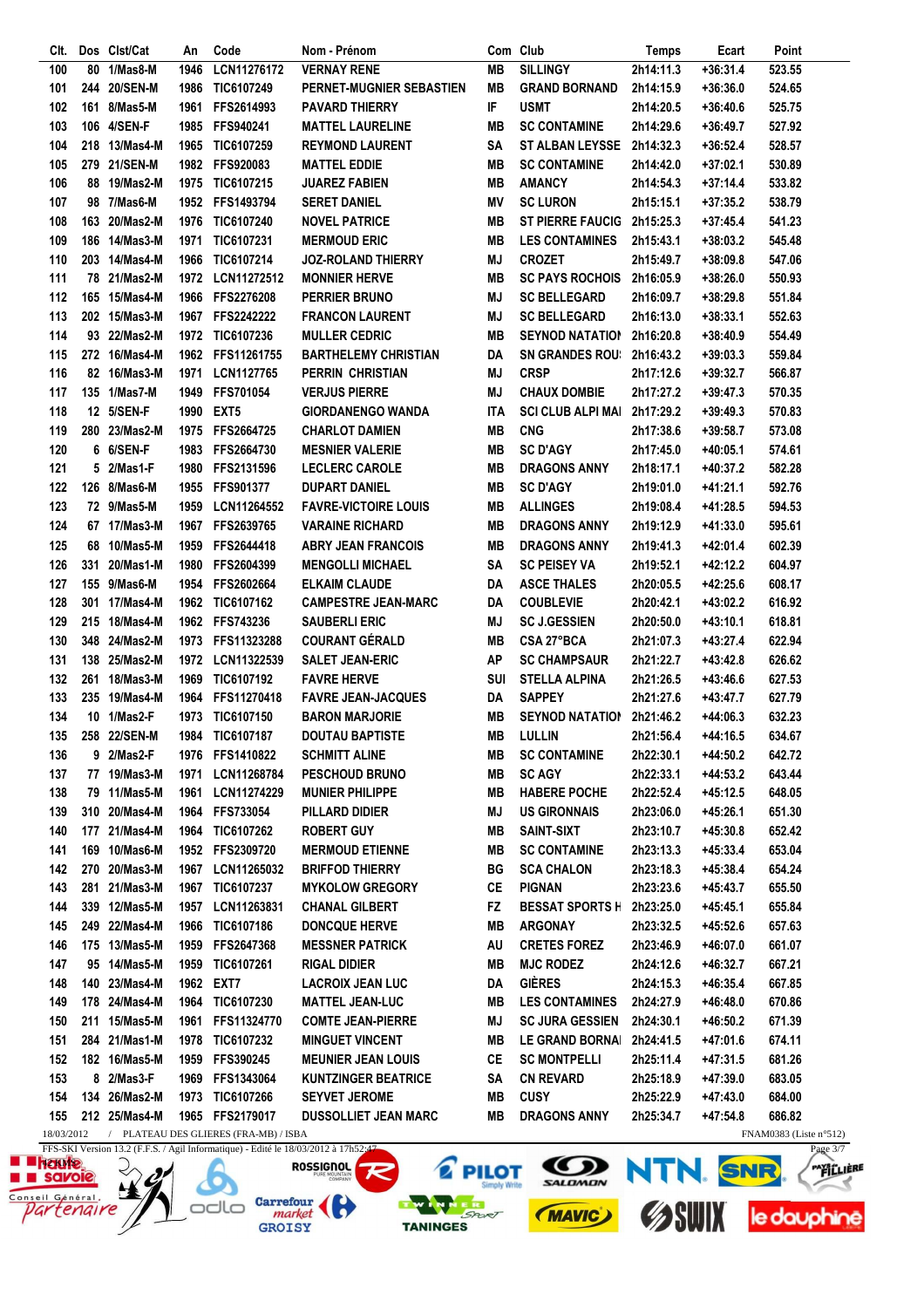| Clt. | Dos | Clst/Cat | An | Code | Nom - Prénom | Com | Club | Temps | Ecart | Point |
|---|---|---|---|---|---|---|---|---|---|---|
| 100 | 80 | 1/Mas8-M | 1946 | LCN11276172 | VERNAY RENE | MB | SILLINGY | 2h14:11.3 | +36:31.4 | 523.55 |
| 101 | 244 | 20/SEN-M | 1986 | TIC6107249 | PERNET-MUGNIER SEBASTIEN | MB | GRAND BORNAND | 2h14:15.9 | +36:36.0 | 524.65 |
| 102 | 161 | 8/Mas5-M | 1961 | FFS2614993 | PAVARD THIERRY | IF | USMT | 2h14:20.5 | +36:40.6 | 525.75 |
| 103 | 106 | 4/SEN-F | 1985 | FFS940241 | MATTEL LAURELINE | MB | SC CONTAMINE | 2h14:29.6 | +36:49.7 | 527.92 |
| 104 | 218 | 13/Mas4-M | 1965 | TIC6107259 | REYMOND LAURENT | SA | ST ALBAN LEYSSE | 2h14:32.3 | +36:52.4 | 528.57 |
| 105 | 279 | 21/SEN-M | 1982 | FFS920083 | MATTEL EDDIE | MB | SC CONTAMINE | 2h14:42.0 | +37:02.1 | 530.89 |
| 106 | 88 | 19/Mas2-M | 1975 | TIC6107215 | JUAREZ FABIEN | MB | AMANCY | 2h14:54.3 | +37:14.4 | 533.82 |
| 107 | 98 | 7/Mas6-M | 1952 | FFS1493794 | SERET DANIEL | MV | SC LURON | 2h15:15.1 | +37:35.2 | 538.79 |
| 108 | 163 | 20/Mas2-M | 1976 | TIC6107240 | NOVEL PATRICE | MB | ST PIERRE FAUCIG | 2h15:25.3 | +37:45.4 | 541.23 |
| 109 | 186 | 14/Mas3-M | 1971 | TIC6107231 | MERMOUD ERIC | MB | LES CONTAMINES | 2h15:43.1 | +38:03.2 | 545.48 |
| 110 | 203 | 14/Mas4-M | 1966 | TIC6107214 | JOZ-ROLAND THIERRY | MJ | CROZET | 2h15:49.7 | +38:09.8 | 547.06 |
| 111 | 78 | 21/Mas2-M | 1972 | LCN11272512 | MONNIER HERVE | MB | SC PAYS ROCHOIS | 2h16:05.9 | +38:26.0 | 550.93 |
| 112 | 165 | 15/Mas4-M | 1966 | FFS2276208 | PERRIER BRUNO | MJ | SC BELLEGARD | 2h16:09.7 | +38:29.8 | 551.84 |
| 113 | 202 | 15/Mas3-M | 1967 | FFS2242222 | FRANCON LAURENT | MJ | SC BELLEGARD | 2h16:13.0 | +38:33.1 | 552.63 |
| 114 | 93 | 22/Mas2-M | 1972 | TIC6107236 | MULLER CEDRIC | MB | SEYNOD NATATION | 2h16:20.8 | +38:40.9 | 554.49 |
| 115 | 272 | 16/Mas4-M | 1962 | FFS11261755 | BARTHELEMY CHRISTIAN | DA | SN GRANDES ROUS | 2h16:43.2 | +39:03.3 | 559.84 |
| 116 | 82 | 16/Mas3-M | 1971 | LCN1127765 | PERRIN CHRISTIAN | MJ | CRSP | 2h17:12.6 | +39:32.7 | 566.87 |
| 117 | 135 | 1/Mas7-M | 1949 | FFS701054 | VERJUS PIERRE | MJ | CHAUX DOMBIE | 2h17:27.2 | +39:47.3 | 570.35 |
| 118 | 12 | 5/SEN-F | 1990 | EXT5 | GIORDANENGO WANDA | ITA | SCI CLUB ALPI MAI | 2h17:29.2 | +39:49.3 | 570.83 |
| 119 | 280 | 23/Mas2-M | 1975 | FFS2664725 | CHARLOT DAMIEN | MB | CNG | 2h17:38.6 | +39:58.7 | 573.08 |
| 120 | 6 | 6/SEN-F | 1983 | FFS2664730 | MESNIER VALERIE | MB | SC D'AGY | 2h17:45.0 | +40:05.1 | 574.61 |
| 121 | 5 | 2/Mas1-F | 1980 | FFS2131596 | LECLERC CAROLE | MB | DRAGONS ANNY | 2h18:17.1 | +40:37.2 | 582.28 |
| 122 | 126 | 8/Mas6-M | 1955 | FFS901377 | DUPART DANIEL | MB | SC D'AGY | 2h19:01.0 | +41:21.1 | 592.76 |
| 123 | 72 | 9/Mas5-M | 1959 | LCN11264552 | FAVRE-VICTOIRE LOUIS | MB | ALLINGES | 2h19:08.4 | +41:28.5 | 594.53 |
| 124 | 67 | 17/Mas3-M | 1967 | FFS2639765 | VARAINE RICHARD | MB | DRAGONS ANNY | 2h19:12.9 | +41:33.0 | 595.61 |
| 125 | 68 | 10/Mas5-M | 1959 | FFS2644418 | ABRY JEAN FRANCOIS | MB | DRAGONS ANNY | 2h19:41.3 | +42:01.4 | 602.39 |
| 126 | 331 | 20/Mas1-M | 1980 | FFS2604399 | MENGOLLI MICHAEL | SA | SC PEISEY VA | 2h19:52.1 | +42:12.2 | 604.97 |
| 127 | 155 | 9/Mas6-M | 1954 | FFS2602664 | ELKAIM CLAUDE | DA | ASCE THALES | 2h20:05.5 | +42:25.6 | 608.17 |
| 128 | 301 | 17/Mas4-M | 1962 | TIC6107162 | CAMPESTRE JEAN-MARC | DA | COUBLEVIE | 2h20:42.1 | +43:02.2 | 616.92 |
| 129 | 215 | 18/Mas4-M | 1962 | FFS743236 | SAUBERLI ERIC | MJ | SC J.GESSIEN | 2h20:50.0 | +43:10.1 | 618.81 |
| 130 | 348 | 24/Mas2-M | 1973 | FFS11323288 | COURANT GÉRALD | MB | CSA 27°BCA | 2h21:07.3 | +43:27.4 | 622.94 |
| 131 | 138 | 25/Mas2-M | 1972 | LCN11322539 | SALET JEAN-ERIC | AP | SC CHAMPSAUR | 2h21:22.7 | +43:42.8 | 626.62 |
| 132 | 261 | 18/Mas3-M | 1969 | TIC6107192 | FAVRE HERVE | SUI | STELLA ALPINA | 2h21:26.5 | +43:46.6 | 627.53 |
| 133 | 235 | 19/Mas4-M | 1964 | FFS11270418 | FAVRE JEAN-JACQUES | DA | SAPPEY | 2h21:27.6 | +43:47.7 | 627.79 |
| 134 | 10 | 1/Mas2-F | 1973 | TIC6107150 | BARON MARJORIE | MB | SEYNOD NATATION | 2h21:46.2 | +44:06.3 | 632.23 |
| 135 | 258 | 22/SEN-M | 1984 | TIC6107187 | DOUTAU BAPTISTE | MB | LULLIN | 2h21:56.4 | +44:16.5 | 634.67 |
| 136 | 9 | 2/Mas2-F | 1976 | FFS1410822 | SCHMITT ALINE | MB | SC CONTAMINE | 2h22:30.1 | +44:50.2 | 642.72 |
| 137 | 77 | 19/Mas3-M | 1971 | LCN11268784 | PESCHOUD BRUNO | MB | SC AGY | 2h22:33.1 | +44:53.2 | 643.44 |
| 138 | 79 | 11/Mas5-M | 1961 | LCN11274229 | MUNIER PHILIPPE | MB | HABERE POCHE | 2h22:52.4 | +45:12.5 | 648.05 |
| 139 | 310 | 20/Mas4-M | 1964 | FFS733054 | PILLARD DIDIER | MJ | US GIRONNAIS | 2h23:06.0 | +45:26.1 | 651.30 |
| 140 | 177 | 21/Mas4-M | 1964 | TIC6107262 | ROBERT GUY | MB | SAINT-SIXT | 2h23:10.7 | +45:30.8 | 652.42 |
| 141 | 169 | 10/Mas6-M | 1952 | FFS2309720 | MERMOUD ETIENNE | MB | SC CONTAMINE | 2h23:13.3 | +45:33.4 | 653.04 |
| 142 | 270 | 20/Mas3-M | 1967 | LCN11265032 | BRIFFOD THIERRY | BG | SCA CHALON | 2h23:18.3 | +45:38.4 | 654.24 |
| 143 | 281 | 21/Mas3-M | 1967 | TIC6107237 | MYKOLOW GREGORY | CE | PIGNAN | 2h23:23.6 | +45:43.7 | 655.50 |
| 144 | 339 | 12/Mas5-M | 1957 | LCN11263831 | CHANAL GILBERT | FZ | BESSAT SPORTS H | 2h23:25.0 | +45:45.1 | 655.84 |
| 145 | 249 | 22/Mas4-M | 1966 | TIC6107186 | DONCQUE HERVE | MB | ARGONAY | 2h23:32.5 | +45:52.6 | 657.63 |
| 146 | 175 | 13/Mas5-M | 1959 | FFS2647368 | MESSNER PATRICK | AU | CRETES FOREZ | 2h23:46.9 | +46:07.0 | 661.07 |
| 147 | 95 | 14/Mas5-M | 1959 | TIC6107261 | RIGAL DIDIER | MB | MJC RODEZ | 2h24:12.6 | +46:32.7 | 667.21 |
| 148 | 140 | 23/Mas4-M | 1962 | EXT7 | LACROIX JEAN LUC | DA | GIÈRES | 2h24:15.3 | +46:35.4 | 667.85 |
| 149 | 178 | 24/Mas4-M | 1964 | TIC6107230 | MATTEL JEAN-LUC | MB | LES CONTAMINES | 2h24:27.9 | +46:48.0 | 670.86 |
| 150 | 211 | 15/Mas5-M | 1961 | FFS11324770 | COMTE JEAN-PIERRE | MJ | SC JURA GESSIEN | 2h24:30.1 | +46:50.2 | 671.39 |
| 151 | 284 | 21/Mas1-M | 1978 | TIC6107232 | MINGUET VINCENT | MB | LE GRAND BORNAI | 2h24:41.5 | +47:01.6 | 674.11 |
| 152 | 182 | 16/Mas5-M | 1959 | FFS390245 | MEUNIER JEAN LOUIS | CE | SC MONTPELLI | 2h25:11.4 | +47:31.5 | 681.26 |
| 153 | 8 | 2/Mas3-F | 1969 | FFS1343064 | KUNTZINGER BEATRICE | SA | CN REVARD | 2h25:18.9 | +47:39.0 | 683.05 |
| 154 | 134 | 26/Mas2-M | 1973 | TIC6107266 | SEYVET JEROME | MB | CUSY | 2h25:22.9 | +47:43.0 | 684.00 |
| 155 | 212 | 25/Mas4-M | 1965 | FFS2179017 | DUSSOLLIET JEAN MARC | MB | DRAGONS ANNY | 2h25:34.7 | +47:54.8 | 686.82 |

18/03/2012 / PLATEAU DES GLIERES (FRA-MB) / ISBA FNAM0383 (Liste n°512)

FFS-SKI Version 13.2 (F.F.S. / Agil Informatique) - Edité le 18/03/2012 à 17h52:47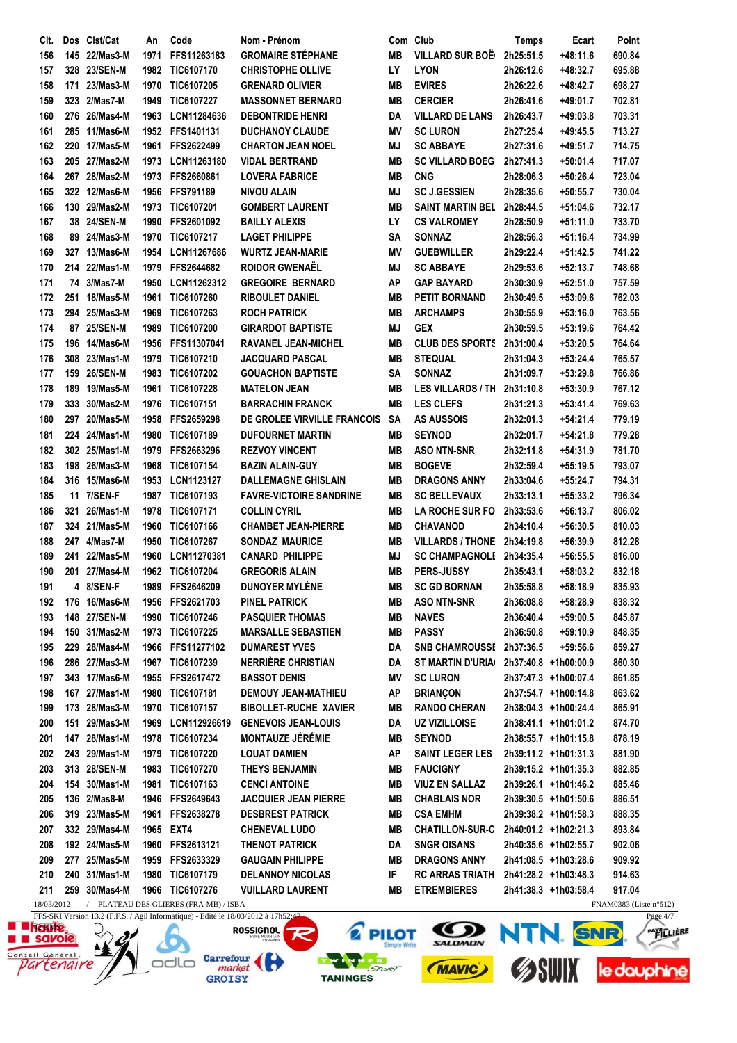| Clt. | Dos | Clst/Cat | An | Code | Nom - Prénom | Com | Club | Temps | Ecart | Point |
|---|---|---|---|---|---|---|---|---|---|---|
| 156 | 145 | 22/Mas3-M | 1971 | FFS11263183 | GROMAIRE STÉPHANE | MB | VILLARD SUR BOË | 2h25:51.5 | +48:11.6 | 690.84 |
| 157 | 328 | 23/SEN-M | 1982 | TIC6107170 | CHRISTOPHE OLLIVE | LY | LYON | 2h26:12.6 | +48:32.7 | 695.88 |
| 158 | 171 | 23/Mas3-M | 1970 | TIC6107205 | GRENARD OLIVIER | MB | EVIRES | 2h26:22.6 | +48:42.7 | 698.27 |
| 159 | 323 | 2/Mas7-M | 1949 | TIC6107227 | MASSONNET BERNARD | MB | CERCIER | 2h26:41.6 | +49:01.7 | 702.81 |
| 160 | 276 | 26/Mas4-M | 1963 | LCN11284636 | DEBONTRIDE HENRI | DA | VILLARD DE LANS | 2h26:43.7 | +49:03.8 | 703.31 |
| 161 | 285 | 11/Mas6-M | 1952 | FFS1401131 | DUCHANOY CLAUDE | MV | SC LURON | 2h27:25.4 | +49:45.5 | 713.27 |
| 162 | 220 | 17/Mas5-M | 1961 | FFS2622499 | CHARTON JEAN NOEL | MJ | SC ABBAYE | 2h27:31.6 | +49:51.7 | 714.75 |
| 163 | 205 | 27/Mas2-M | 1973 | LCN11263180 | VIDAL BERTRAND | MB | SC VILLARD BOEG | 2h27:41.3 | +50:01.4 | 717.07 |
| 164 | 267 | 28/Mas2-M | 1973 | FFS2660861 | LOVERA FABRICE | MB | CNG | 2h28:06.3 | +50:26.4 | 723.04 |
| 165 | 322 | 12/Mas6-M | 1956 | FFS791189 | NIVOU ALAIN | MJ | SC J.GESSIEN | 2h28:35.6 | +50:55.7 | 730.04 |
| 166 | 130 | 29/Mas2-M | 1973 | TIC6107201 | GOMBERT LAURENT | MB | SAINT MARTIN BEL | 2h28:44.5 | +51:04.6 | 732.17 |
| 167 | 38 | 24/SEN-M | 1990 | FFS2601092 | BAILLY ALEXIS | LY | CS VALROMEY | 2h28:50.9 | +51:11.0 | 733.70 |
| 168 | 89 | 24/Mas3-M | 1970 | TIC6107217 | LAGET PHILIPPE | SA | SONNAZ | 2h28:56.3 | +51:16.4 | 734.99 |
| 169 | 327 | 13/Mas6-M | 1954 | LCN11267686 | WURTZ JEAN-MARIE | MV | GUEBWILLER | 2h29:22.4 | +51:42.5 | 741.22 |
| 170 | 214 | 22/Mas1-M | 1979 | FFS2644682 | ROIDOR GWENAËL | MJ | SC ABBAYE | 2h29:53.6 | +52:13.7 | 748.68 |
| 171 | 74 | 3/Mas7-M | 1950 | LCN11262312 | GREGOIRE BERNARD | AP | GAP BAYARD | 2h30:30.9 | +52:51.0 | 757.59 |
| 172 | 251 | 18/Mas5-M | 1961 | TIC6107260 | RIBOULET DANIEL | MB | PETIT BORNAND | 2h30:49.5 | +53:09.6 | 762.03 |
| 173 | 294 | 25/Mas3-M | 1969 | TIC6107263 | ROCH PATRICK | MB | ARCHAMPS | 2h30:55.9 | +53:16.0 | 763.56 |
| 174 | 87 | 25/SEN-M | 1989 | TIC6107200 | GIRARDOT BAPTISTE | MJ | GEX | 2h30:59.5 | +53:19.6 | 764.42 |
| 175 | 196 | 14/Mas6-M | 1956 | FFS11307041 | RAVANEL JEAN-MICHEL | MB | CLUB DES SPORTS | 2h31:00.4 | +53:20.5 | 764.64 |
| 176 | 308 | 23/Mas1-M | 1979 | TIC6107210 | JACQUARD PASCAL | MB | STEQUAL | 2h31:04.3 | +53:24.4 | 765.57 |
| 177 | 159 | 26/SEN-M | 1983 | TIC6107202 | GOUACHON BAPTISTE | SA | SONNAZ | 2h31:09.7 | +53:29.8 | 766.86 |
| 178 | 189 | 19/Mas5-M | 1961 | TIC6107228 | MATELON JEAN | MB | LES VILLARDS / TH | 2h31:10.8 | +53:30.9 | 767.12 |
| 179 | 333 | 30/Mas2-M | 1976 | TIC6107151 | BARRACHIN FRANCK | MB | LES CLEFS | 2h31:21.3 | +53:41.4 | 769.63 |
| 180 | 297 | 20/Mas5-M | 1958 | FFS2659298 | DE GROLEE VIRVILLE FRANCOIS | SA | AS AUSSOIS | 2h32:01.3 | +54:21.4 | 779.19 |
| 181 | 224 | 24/Mas1-M | 1980 | TIC6107189 | DUFOURNET MARTIN | MB | SEYNOD | 2h32:01.7 | +54:21.8 | 779.28 |
| 182 | 302 | 25/Mas1-M | 1979 | FFS2663296 | REZVOY VINCENT | MB | ASO NTN-SNR | 2h32:11.8 | +54:31.9 | 781.70 |
| 183 | 198 | 26/Mas3-M | 1968 | TIC6107154 | BAZIN ALAIN-GUY | MB | BOGEVE | 2h32:59.4 | +55:19.5 | 793.07 |
| 184 | 316 | 15/Mas6-M | 1953 | LCN1123127 | DALLEMAGNE GHISLAIN | MB | DRAGONS ANNY | 2h33:04.6 | +55:24.7 | 794.31 |
| 185 | 11 | 7/SEN-F | 1987 | TIC6107193 | FAVRE-VICTOIRE SANDRINE | MB | SC BELLEVAUX | 2h33:13.1 | +55:33.2 | 796.34 |
| 186 | 321 | 26/Mas1-M | 1978 | TIC6107171 | COLLIN CYRIL | MB | LA ROCHE SUR FO | 2h33:53.6 | +56:13.7 | 806.02 |
| 187 | 324 | 21/Mas5-M | 1960 | TIC6107166 | CHAMBET JEAN-PIERRE | MB | CHAVANOD | 2h34:10.4 | +56:30.5 | 810.03 |
| 188 | 247 | 4/Mas7-M | 1950 | TIC6107267 | SONDAZ MAURICE | MB | VILLARDS / THONE | 2h34:19.8 | +56:39.9 | 812.28 |
| 189 | 241 | 22/Mas5-M | 1960 | LCN11270381 | CANARD PHILIPPE | MJ | SC CHAMPAGNOLE | 2h34:35.4 | +56:55.5 | 816.00 |
| 190 | 201 | 27/Mas4-M | 1962 | TIC6107204 | GREGORIS ALAIN | MB | PERS-JUSSY | 2h35:43.1 | +58:03.2 | 832.18 |
| 191 | 4 | 8/SEN-F | 1989 | FFS2646209 | DUNOYER MYLÈNE | MB | SC GD BORNAN | 2h35:58.8 | +58:18.9 | 835.93 |
| 192 | 176 | 16/Mas6-M | 1956 | FFS2621703 | PINEL PATRICK | MB | ASO NTN-SNR | 2h36:08.8 | +58:28.9 | 838.32 |
| 193 | 148 | 27/SEN-M | 1990 | TIC6107246 | PASQUIER THOMAS | MB | NAVES | 2h36:40.4 | +59:00.5 | 845.87 |
| 194 | 150 | 31/Mas2-M | 1973 | TIC6107225 | MARSALLE SEBASTIEN | MB | PASSY | 2h36:50.8 | +59:10.9 | 848.35 |
| 195 | 229 | 28/Mas4-M | 1966 | FFS11277102 | DUMAREST YVES | DA | SNB CHAMROUSSE | 2h37:36.5 | +59:56.6 | 859.27 |
| 196 | 286 | 27/Mas3-M | 1967 | TIC6107239 | NERRIÈRE CHRISTIAN | DA | ST MARTIN D'URIA | 2h37:40.8 | +1h00:00.9 | 860.30 |
| 197 | 343 | 17/Mas6-M | 1955 | FFS2617472 | BASSOT DENIS | MV | SC LURON | 2h37:47.3 | +1h00:07.4 | 861.85 |
| 198 | 167 | 27/Mas1-M | 1980 | TIC6107181 | DEMOUY JEAN-MATHIEU | AP | BRIANÇON | 2h37:54.7 | +1h00:14.8 | 863.62 |
| 199 | 173 | 28/Mas3-M | 1970 | TIC6107157 | BIBOLLET-RUCHE XAVIER | MB | RANDO CHERAN | 2h38:04.3 | +1h00:24.4 | 865.91 |
| 200 | 151 | 29/Mas3-M | 1969 | LCN112926619 | GENEVOIS JEAN-LOUIS | DA | UZ VIZILLOISE | 2h38:41.1 | +1h01:01.2 | 874.70 |
| 201 | 147 | 28/Mas1-M | 1978 | TIC6107234 | MONTAUZE JÉRÉMIE | MB | SEYNOD | 2h38:55.7 | +1h01:15.8 | 878.19 |
| 202 | 243 | 29/Mas1-M | 1979 | TIC6107220 | LOUAT DAMIEN | AP | SAINT LEGER LES | 2h39:11.2 | +1h01:31.3 | 881.90 |
| 203 | 313 | 28/SEN-M | 1983 | TIC6107270 | THEYS BENJAMIN | MB | FAUCIGNY | 2h39:15.2 | +1h01:35.3 | 882.85 |
| 204 | 154 | 30/Mas1-M | 1981 | TIC6107163 | CENCI ANTOINE | MB | VIUZ EN SALLAZ | 2h39:26.1 | +1h01:46.2 | 885.46 |
| 205 | 136 | 2/Mas8-M | 1946 | FFS2649643 | JACQUIER JEAN PIERRE | MB | CHABLAIS NOR | 2h39:30.5 | +1h01:50.6 | 886.51 |
| 206 | 319 | 23/Mas5-M | 1961 | FFS2638278 | DESBREST PATRICK | MB | CSA EMHM | 2h39:38.2 | +1h01:58.3 | 888.35 |
| 207 | 332 | 29/Mas4-M | 1965 | EXT4 | CHENEVAL LUDO | MB | CHATILLON-SUR-C | 2h40:01.2 | +1h02:21.3 | 893.84 |
| 208 | 192 | 24/Mas5-M | 1960 | FFS2613121 | THENOT PATRICK | DA | SNGR OISANS | 2h40:35.6 | +1h02:55.7 | 902.06 |
| 209 | 277 | 25/Mas5-M | 1959 | FFS2633329 | GAUGAIN PHILIPPE | MB | DRAGONS ANNY | 2h41:08.5 | +1h03:28.6 | 909.92 |
| 210 | 240 | 31/Mas1-M | 1980 | TIC6107179 | DELANNOY NICOLAS | IF | RC ARRAS TRIATH | 2h41:28.2 | +1h03:48.3 | 914.63 |
| 211 | 259 | 30/Mas4-M | 1966 | TIC6107276 | VUILLARD LAURENT | MB | ETREMBIERES | 2h41:38.3 | +1h03:58.4 | 917.04 |

18/03/2012 / PLATEAU DES GLIERES (FRA-MB) / ISBA — FNAM0383 (Liste n°512)

FFS-SKI Version 13.2 (F.F.S. / Agil Informatique) - Edité le 18/03/2012 à 17h52:47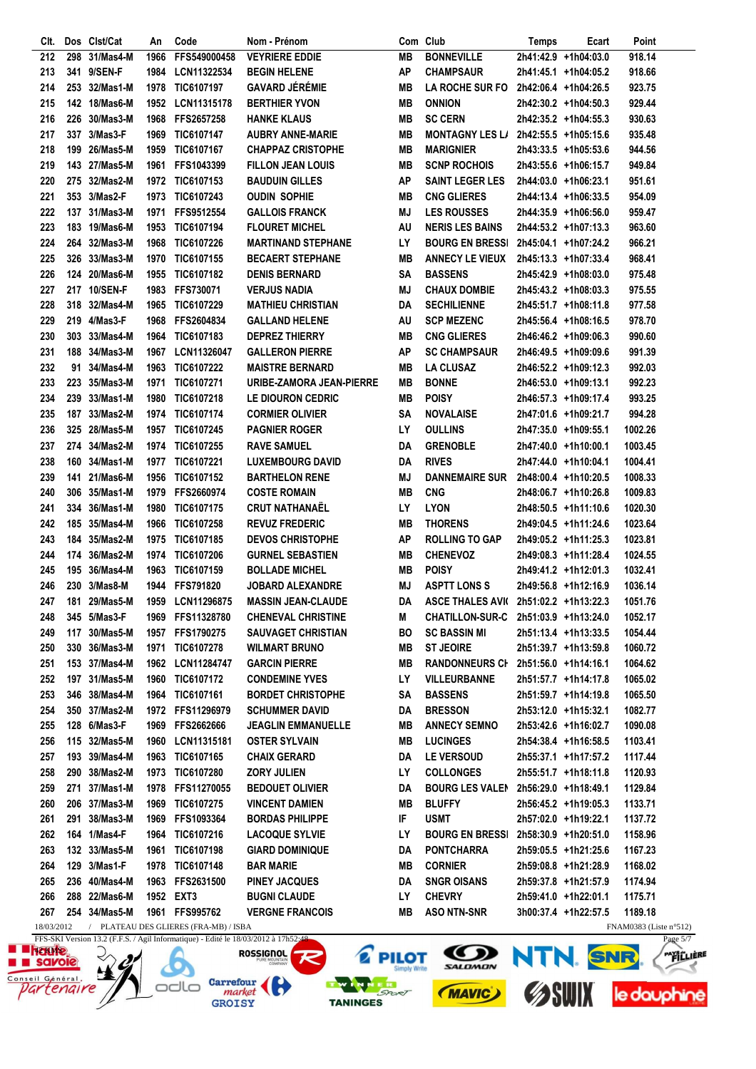| Clt. | Dos | Clst/Cat | An | Code | Nom - Prénom | Com | Club | Temps | Ecart | Point |
|---|---|---|---|---|---|---|---|---|---|---|
| 212 | 298 | 31/Mas4-M | 1966 | FFS549000458 | VEYRIERE EDDIE | MB | BONNEVILLE | 2h41:42.9 | +1h04:03.0 | 918.14 |
| 213 | 341 | 9/SEN-F | 1984 | LCN11322534 | BEGIN HELENE | AP | CHAMPSAUR | 2h41:45.1 | +1h04:05.2 | 918.66 |
| 214 | 253 | 32/Mas1-M | 1978 | TIC6107197 | GAVARD JÉRÉMIE | MB | LA ROCHE SUR FO | 2h42:06.4 | +1h04:26.5 | 923.75 |
| 215 | 142 | 18/Mas6-M | 1952 | LCN11315178 | BERTHIER YVON | MB | ONNION | 2h42:30.2 | +1h04:50.3 | 929.44 |
| 216 | 226 | 30/Mas3-M | 1968 | FFS2657258 | HANKE KLAUS | MB | SC CERN | 2h42:35.2 | +1h04:55.3 | 930.63 |
| 217 | 337 | 3/Mas3-F | 1969 | TIC6107147 | AUBRY ANNE-MARIE | MB | MONTAGNY LES L/ | 2h42:55.5 | +1h05:15.6 | 935.48 |
| 218 | 199 | 26/Mas5-M | 1959 | TIC6107167 | CHAPPAZ CRISTOPHE | MB | MARIGNIER | 2h43:33.5 | +1h05:53.6 | 944.56 |
| 219 | 143 | 27/Mas5-M | 1961 | FFS1043399 | FILLON JEAN LOUIS | MB | SCNP ROCHOIS | 2h43:55.6 | +1h06:15.7 | 949.84 |
| 220 | 275 | 32/Mas2-M | 1972 | TIC6107153 | BAUDUIN GILLES | AP | SAINT LEGER LES | 2h44:03.0 | +1h06:23.1 | 951.61 |
| 221 | 353 | 3/Mas2-F | 1973 | TIC6107243 | OUDIN SOPHIE | MB | CNG GLIERES | 2h44:13.4 | +1h06:33.5 | 954.09 |
| 222 | 137 | 31/Mas3-M | 1971 | FFS9512554 | GALLOIS FRANCK | MJ | LES ROUSSES | 2h44:35.9 | +1h06:56.0 | 959.47 |
| 223 | 183 | 19/Mas6-M | 1953 | TIC6107194 | FLOURET MICHEL | AU | NERIS LES BAINS | 2h44:53.2 | +1h07:13.3 | 963.60 |
| 224 | 264 | 32/Mas3-M | 1968 | TIC6107226 | MARTINAND STEPHANE | LY | BOURG EN BRESSI | 2h45:04.1 | +1h07:24.2 | 966.21 |
| 225 | 326 | 33/Mas3-M | 1970 | TIC6107155 | BECAERT STEPHANE | MB | ANNECY LE VIEUX | 2h45:13.3 | +1h07:33.4 | 968.41 |
| 226 | 124 | 20/Mas6-M | 1955 | TIC6107182 | DENIS BERNARD | SA | BASSENS | 2h45:42.9 | +1h08:03.0 | 975.48 |
| 227 | 217 | 10/SEN-F | 1983 | FFS730071 | VERJUS NADIA | MJ | CHAUX DOMBIE | 2h45:43.2 | +1h08:03.3 | 975.55 |
| 228 | 318 | 32/Mas4-M | 1965 | TIC6107229 | MATHIEU CHRISTIAN | DA | SECHILIENNE | 2h45:51.7 | +1h08:11.8 | 977.58 |
| 229 | 219 | 4/Mas3-F | 1968 | FFS2604834 | GALLAND HELENE | AU | SCP MEZENC | 2h45:56.4 | +1h08:16.5 | 978.70 |
| 230 | 303 | 33/Mas4-M | 1964 | TIC6107183 | DEPREZ THIERRY | MB | CNG GLIERES | 2h46:46.2 | +1h09:06.3 | 990.60 |
| 231 | 188 | 34/Mas3-M | 1967 | LCN11326047 | GALLERON PIERRE | AP | SC CHAMPSAUR | 2h46:49.5 | +1h09:09.6 | 991.39 |
| 232 | 91 | 34/Mas4-M | 1963 | TIC6107222 | MAISTRE BERNARD | MB | LA CLUSAZ | 2h46:52.2 | +1h09:12.3 | 992.03 |
| 233 | 223 | 35/Mas3-M | 1971 | TIC6107271 | URIBE-ZAMORA JEAN-PIERRE | MB | BONNE | 2h46:53.0 | +1h09:13.1 | 992.23 |
| 234 | 239 | 33/Mas1-M | 1980 | TIC6107218 | LE DIOURON CEDRIC | MB | POISY | 2h46:57.3 | +1h09:17.4 | 993.25 |
| 235 | 187 | 33/Mas2-M | 1974 | TIC6107174 | CORMIER OLIVIER | SA | NOVALAISE | 2h47:01.6 | +1h09:21.7 | 994.28 |
| 236 | 325 | 28/Mas5-M | 1957 | TIC6107245 | PAGNIER ROGER | LY | OULLINS | 2h47:35.0 | +1h09:55.1 | 1002.26 |
| 237 | 274 | 34/Mas2-M | 1974 | TIC6107255 | RAVE SAMUEL | DA | GRENOBLE | 2h47:40.0 | +1h10:00.1 | 1003.45 |
| 238 | 160 | 34/Mas1-M | 1977 | TIC6107221 | LUXEMBOURG DAVID | DA | RIVES | 2h47:44.0 | +1h10:04.1 | 1004.41 |
| 239 | 141 | 21/Mas6-M | 1956 | TIC6107152 | BARTHELON RENE | MJ | DANNEMAIRE SUR | 2h48:00.4 | +1h10:20.5 | 1008.33 |
| 240 | 306 | 35/Mas1-M | 1979 | FFS2660974 | COSTE ROMAIN | MB | CNG | 2h48:06.7 | +1h10:26.8 | 1009.83 |
| 241 | 334 | 36/Mas1-M | 1980 | TIC6107175 | CRUT NATHANAËL | LY | LYON | 2h48:50.5 | +1h11:10.6 | 1020.30 |
| 242 | 185 | 35/Mas4-M | 1966 | TIC6107258 | REVUZ FREDERIC | MB | THORENS | 2h49:04.5 | +1h11:24.6 | 1023.64 |
| 243 | 184 | 35/Mas2-M | 1975 | TIC6107185 | DEVOS CHRISTOPHE | AP | ROLLING TO GAP | 2h49:05.2 | +1h11:25.3 | 1023.81 |
| 244 | 174 | 36/Mas2-M | 1974 | TIC6107206 | GURNEL SEBASTIEN | MB | CHENEVOZ | 2h49:08.3 | +1h11:28.4 | 1024.55 |
| 245 | 195 | 36/Mas4-M | 1963 | TIC6107159 | BOLLADE MICHEL | MB | POISY | 2h49:41.2 | +1h12:01.3 | 1032.41 |
| 246 | 230 | 3/Mas8-M | 1944 | FFS791820 | JOBARD ALEXANDRE | MJ | ASPTT LONS S | 2h49:56.8 | +1h12:16.9 | 1036.14 |
| 247 | 181 | 29/Mas5-M | 1959 | LCN11296875 | MASSIN JEAN-CLAUDE | DA | ASCE THALES AVI( | 2h51:02.2 | +1h13:22.3 | 1051.76 |
| 248 | 345 | 5/Mas3-F | 1969 | FFS11328780 | CHENEVAL CHRISTINE | M | CHATILLON-SUR-C | 2h51:03.9 | +1h13:24.0 | 1052.17 |
| 249 | 117 | 30/Mas5-M | 1957 | FFS1790275 | SAUVAGET CHRISTIAN | BO | SC BASSIN MI | 2h51:13.4 | +1h13:33.5 | 1054.44 |
| 250 | 330 | 36/Mas3-M | 1971 | TIC6107278 | WILMART BRUNO | MB | ST JEOIRE | 2h51:39.7 | +1h13:59.8 | 1060.72 |
| 251 | 153 | 37/Mas4-M | 1962 | LCN11284747 | GARCIN PIERRE | MB | RANDONNEURS CI | 2h51:56.0 | +1h14:16.1 | 1064.62 |
| 252 | 197 | 31/Mas5-M | 1960 | TIC6107172 | CONDEMINE YVES | LY | VILLEURBANNE | 2h51:57.7 | +1h14:17.8 | 1065.02 |
| 253 | 346 | 38/Mas4-M | 1964 | TIC6107161 | BORDET CHRISTOPHE | SA | BASSENS | 2h51:59.7 | +1h14:19.8 | 1065.50 |
| 254 | 350 | 37/Mas2-M | 1972 | FFS11296979 | SCHUMMER DAVID | DA | BRESSON | 2h53:12.0 | +1h15:32.1 | 1082.77 |
| 255 | 128 | 6/Mas3-F | 1969 | FFS2662666 | JEAGLIN EMMANUELLE | MB | ANNECY SEMNO | 2h53:42.6 | +1h16:02.7 | 1090.08 |
| 256 | 115 | 32/Mas5-M | 1960 | LCN11315181 | OSTER SYLVAIN | MB | LUCINGES | 2h54:38.4 | +1h16:58.5 | 1103.41 |
| 257 | 193 | 39/Mas4-M | 1963 | TIC6107165 | CHAIX GERARD | DA | LE VERSOUD | 2h55:37.1 | +1h17:57.2 | 1117.44 |
| 258 | 290 | 38/Mas2-M | 1973 | TIC6107280 | ZORY JULIEN | LY | COLLONGES | 2h55:51.7 | +1h18:11.8 | 1120.93 |
| 259 | 271 | 37/Mas1-M | 1978 | FFS11270055 | BEDOUET OLIVIER | DA | BOURG LES VALEI | 2h56:29.0 | +1h18:49.1 | 1129.84 |
| 260 | 206 | 37/Mas3-M | 1969 | TIC6107275 | VINCENT DAMIEN | MB | BLUFFY | 2h56:45.2 | +1h19:05.3 | 1133.71 |
| 261 | 291 | 38/Mas3-M | 1969 | FFS1093364 | BORDAS PHILIPPE | IF | USMT | 2h57:02.0 | +1h19:22.1 | 1137.72 |
| 262 | 164 | 1/Mas4-F | 1964 | TIC6107216 | LACOQUE SYLVIE | LY | BOURG EN BRESSI | 2h58:30.9 | +1h20:51.0 | 1158.96 |
| 263 | 132 | 33/Mas5-M | 1961 | TIC6107198 | GIARD DOMINIQUE | DA | PONTCHARRA | 2h59:05.5 | +1h21:25.6 | 1167.23 |
| 264 | 129 | 3/Mas1-F | 1978 | TIC6107148 | BAR MARIE | MB | CORNIER | 2h59:08.8 | +1h21:28.9 | 1168.02 |
| 265 | 236 | 40/Mas4-M | 1963 | FFS2631500 | PINEY JACQUES | DA | SNGR OISANS | 2h59:37.8 | +1h21:57.9 | 1174.94 |
| 266 | 288 | 22/Mas6-M | 1952 | EXT3 | BUGNI CLAUDE | LY | CHEVRY | 2h59:41.0 | +1h22:01.1 | 1175.71 |
| 267 | 254 | 34/Mas5-M | 1961 | FFS995762 | VERGNE FRANCOIS | MB | ASO NTN-SNR | 3h00:37.4 | +1h22:57.5 | 1189.18 |

18/03/2012 / PLATEAU DES GLIERES (FRA-MB) / ISBA — FNAM0383 (Liste n°512)

FFS-SKI Version 13.2 (F.F.S. / Agil Informatique) - Edité le 18/03/2012 à 17h52:48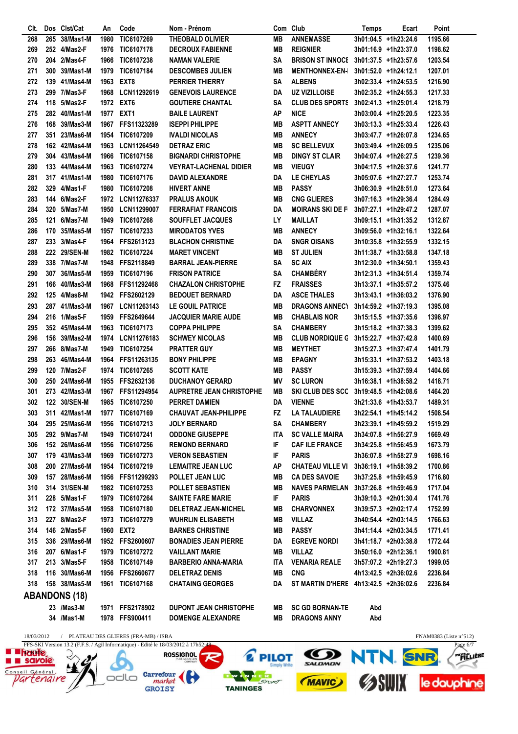| Clt. | Dos | Clst/Cat | An | Code | Nom - Prénom | Com | Club | Temps | Ecart | Point |
|---|---|---|---|---|---|---|---|---|---|---|
| 268 | 265 | 38/Mas1-M | 1980 | TIC6107269 | THEOBALD OLIVIER | MB | ANNEMASSE | 3h01:04.5 | +1h23:24.6 | 1195.66 |
| 269 | 252 | 4/Mas2-F | 1976 | TIC6107178 | DECROUX FABIENNE | MB | REIGNIER | 3h01:16.9 | +1h23:37.0 | 1198.62 |
| 270 | 204 | 2/Mas4-F | 1966 | TIC6107238 | NAMAN VALERIE | SA | BRISON ST INNOCE | 3h01:37.5 | +1h23:57.6 | 1203.54 |
| 271 | 300 | 39/Mas1-M | 1979 | TIC6107184 | DESCOMBES JULIEN | MB | MENTHONNEX-EN-I | 3h01:52.0 | +1h24:12.1 | 1207.01 |
| 272 | 139 | 41/Mas4-M | 1963 | EXT8 | PERRIER THIERRY | SA | ALBENS | 3h02:33.4 | +1h24:53.5 | 1216.90 |
| 273 | 299 | 7/Mas3-F | 1968 | LCN11292619 | GENEVOIS LAURENCE | DA | UZ VIZILLOISE | 3h02:35.2 | +1h24:55.3 | 1217.33 |
| 274 | 118 | 5/Mas2-F | 1972 | EXT6 | GOUTIERE CHANTAL | SA | CLUB DES SPORTS | 3h02:41.3 | +1h25:01.4 | 1218.79 |
| 275 | 282 | 40/Mas1-M | 1977 | EXT1 | BAILE LAURENT | AP | NICE | 3h03:00.4 | +1h25:20.5 | 1223.35 |
| 276 | 168 | 39/Mas3-M | 1967 | FFS11323289 | ISEPPI PHILIPPE | MB | ASPTT ANNECY | 3h03:13.3 | +1h25:33.4 | 1226.43 |
| 277 | 351 | 23/Mas6-M | 1954 | TIC6107209 | IVALDI NICOLAS | MB | ANNECY | 3h03:47.7 | +1h26:07.8 | 1234.65 |
| 278 | 162 | 42/Mas4-M | 1963 | LCN11264549 | DETRAZ ERIC | MB | SC BELLEVUX | 3h03:49.4 | +1h26:09.5 | 1235.06 |
| 279 | 304 | 43/Mas4-M | 1966 | TIC6107158 | BIGNARDI CHRISTOPHE | MB | DINGY ST CLAIR | 3h04:07.4 | +1h26:27.5 | 1239.36 |
| 280 | 133 | 44/Mas4-M | 1963 | TIC6107274 | VEYRAT-LACHENAL DIDIER | MB | VIEUGY | 3h04:17.5 | +1h26:37.6 | 1241.77 |
| 281 | 317 | 41/Mas1-M | 1980 | TIC6107176 | DAVID ALEXANDRE | DA | LE CHEYLAS | 3h05:07.6 | +1h27:27.7 | 1253.74 |
| 282 | 329 | 4/Mas1-F | 1980 | TIC6107208 | HIVERT ANNE | MB | PASSY | 3h06:30.9 | +1h28:51.0 | 1273.64 |
| 283 | 144 | 6/Mas2-F | 1972 | LCN11276337 | PRALUS ANOUK | MB | CNG GLIERES | 3h07:16.3 | +1h29:36.4 | 1284.49 |
| 284 | 320 | 5/Mas7-M | 1950 | LCN11299007 | FERRAFIAT FRANCOIS | DA | MOIRANS SKI DE F | 3h07:27.1 | +1h29:47.2 | 1287.07 |
| 285 | 121 | 6/Mas7-M | 1949 | TIC6107268 | SOUFFLET JACQUES | LY | MAILLAT | 3h09:15.1 | +1h31:35.2 | 1312.87 |
| 286 | 170 | 35/Mas5-M | 1957 | TIC6107233 | MIRODATOS YVES | MB | ANNECY | 3h09:56.0 | +1h32:16.1 | 1322.64 |
| 287 | 233 | 3/Mas4-F | 1964 | FFS2613123 | BLACHON CHRISTINE | DA | SNGR OISANS | 3h10:35.8 | +1h32:55.9 | 1332.15 |
| 288 | 222 | 29/SEN-M | 1982 | TIC6107224 | MARET VINCENT | MB | ST JULIEN | 3h11:38.7 | +1h33:58.8 | 1347.18 |
| 289 | 338 | 7/Mas7-M | 1948 | FFS2118849 | BARRAL JEAN-PIERRE | SA | SC AIX | 3h12:30.0 | +1h34:50.1 | 1359.43 |
| 290 | 307 | 36/Mas5-M | 1959 | TIC6107196 | FRISON PATRICE | SA | CHAMBÉRY | 3h12:31.3 | +1h34:51.4 | 1359.74 |
| 291 | 166 | 40/Mas3-M | 1968 | FFS11292468 | CHAZALON CHRISTOPHE | FZ | FRAISSES | 3h13:37.1 | +1h35:57.2 | 1375.46 |
| 292 | 125 | 4/Mas8-M | 1942 | FFS2602129 | BEDOUET BERNARD | DA | ASCE THALES | 3h13:43.1 | +1h36:03.2 | 1376.90 |
| 293 | 287 | 41/Mas3-M | 1967 | LCN11263143 | LE GOUIL PATRICE | MB | DRAGONS ANNECY | 3h14:59.2 | +1h37:19.3 | 1395.08 |
| 294 | 216 | 1/Mas5-F | 1959 | FFS2649644 | JACQUIER MARIE AUDE | MB | CHABLAIS NOR | 3h15:15.5 | +1h37:35.6 | 1398.97 |
| 295 | 352 | 45/Mas4-M | 1963 | TIC6107173 | COPPA PHILIPPE | SA | CHAMBERY | 3h15:18.2 | +1h37:38.3 | 1399.62 |
| 296 | 156 | 39/Mas2-M | 1974 | LCN11276183 | SCHWEY NICOLAS | MB | CLUB NORDIQUE G | 3h15:22.7 | +1h37:42.8 | 1400.69 |
| 297 | 266 | 8/Mas7-M | 1949 | TIC6107254 | PRATTER GUY | MB | MEYTHET | 3h15:27.3 | +1h37:47.4 | 1401.79 |
| 298 | 263 | 46/Mas4-M | 1964 | FFS11263135 | BONY PHILIPPE | MB | EPAGNY | 3h15:33.1 | +1h37:53.2 | 1403.18 |
| 299 | 120 | 7/Mas2-F | 1974 | TIC6107265 | SCOTT KATE | MB | PASSY | 3h15:39.3 | +1h37:59.4 | 1404.66 |
| 300 | 250 | 24/Mas6-M | 1955 | FFS2632136 | DUCHANOY GERARD | MV | SC LURON | 3h16:38.1 | +1h38:58.2 | 1418.71 |
| 301 | 273 | 42/Mas3-M | 1967 | FFS11294954 | AUPRETRE JEAN CHRISTOPHE | MB | SKI CLUB DES SCC | 3h19:48.5 | +1h42:08.6 | 1464.20 |
| 302 | 122 | 30/SEN-M | 1985 | TIC6107250 | PERRET DAMIEN | DA | VIENNE | 3h21:33.6 | +1h43:53.7 | 1489.31 |
| 303 | 311 | 42/Mas1-M | 1977 | TIC6107169 | CHAUVAT JEAN-PHILIPPE | FZ | LA TALAUDIERE | 3h22:54.1 | +1h45:14.2 | 1508.54 |
| 304 | 295 | 25/Mas6-M | 1956 | TIC6107213 | JOLY BERNARD | SA | CHAMBERY | 3h23:39.1 | +1h45:59.2 | 1519.29 |
| 305 | 292 | 9/Mas7-M | 1949 | TIC6107241 | ODDONE GIUSEPPE | ITA | SC VALLE MAIRA | 3h34:07.8 | +1h56:27.9 | 1669.49 |
| 306 | 152 | 26/Mas6-M | 1956 | TIC6107256 | REMOND BERNARD | IF | CAF ILE FRANCE | 3h34:25.8 | +1h56:45.9 | 1673.79 |
| 307 | 179 | 43/Mas3-M | 1969 | TIC6107273 | VERON SEBASTIEN | IF | PARIS | 3h36:07.8 | +1h58:27.9 | 1698.16 |
| 308 | 200 | 27/Mas6-M | 1954 | TIC6107219 | LEMAITRE JEAN LUC | AP | CHATEAU VILLE VI | 3h36:19.1 | +1h58:39.2 | 1700.86 |
| 309 | 157 | 28/Mas6-M | 1956 | FFS11299293 | POLLET JEAN LUC | MB | CA DES SAVOIE | 3h37:25.8 | +1h59:45.9 | 1716.80 |
| 310 | 314 | 31/SEN-M | 1982 | TIC6107253 | POLLET SEBASTIEN | MB | NAVES PARMELAN | 3h37:26.8 | +1h59:46.9 | 1717.04 |
| 311 | 228 | 5/Mas1-F | 1979 | TIC6107264 | SAINTE FARE MARIE | IF | PARIS | 3h39:10.3 | +2h01:30.4 | 1741.76 |
| 312 | 172 | 37/Mas5-M | 1958 | TIC6107180 | DELETRAZ JEAN-MICHEL | MB | CHARVONNEX | 3h39:57.3 | +2h02:17.4 | 1752.99 |
| 313 | 227 | 8/Mas2-F | 1973 | TIC6107279 | WUHRLIN ELISABETH | MB | VILLAZ | 3h40:54.4 | +2h03:14.5 | 1766.63 |
| 314 | 146 | 2/Mas5-F | 1960 | EXT2 | BARNES CHRISTINE | MB | PASSY | 3h41:14.4 | +2h03:34.5 | 1771.41 |
| 315 | 336 | 29/Mas6-M | 1952 | FFS2600607 | BONADIES JEAN PIERRE | DA | EGREVE NORDI | 3h41:18.7 | +2h03:38.8 | 1772.44 |
| 316 | 207 | 6/Mas1-F | 1979 | TIC6107272 | VAILLANT MARIE | MB | VILLAZ | 3h50:16.0 | +2h12:36.1 | 1900.81 |
| 317 | 213 | 3/Mas5-F | 1958 | TIC6107149 | BARBERIO ANNA-MARIA | ITA | VENARIA REALE | 3h57:07.2 | +2h19:27.3 | 1999.05 |
| 318 | 116 | 30/Mas6-M | 1956 | FFS2660677 | DELETRAZ DENIS | MB | CNG | 4h13:42.5 | +2h36:02.6 | 2236.84 |
| 318 | 158 | 38/Mas5-M | 1961 | TIC6107168 | CHATAING GEORGES | DA | ST MARTIN D'HERE | 4h13:42.5 | +2h36:02.6 | 2236.84 |

## ABANDONS (18)

| Clt. | Dos | Clst/Cat | An | Code | Nom - Prénom | Com | Club | Temps | Ecart | Point |
|---|---|---|---|---|---|---|---|---|---|---|
| | 23 | /Mas3-M | 1971 | FFS2178902 | DUPONT JEAN CHRISTOPHE | MB | SC GD BORNAN-TE | Abd | | |
| | 34 | /Mas1-M | 1978 | FFS900411 | DOMENGE ALEXANDRE | MB | DRAGONS ANNY | Abd | | |

18/03/2012 / PLATEAU DES GLIERES (FRA-MB) / ISBA FNAM0383 (Liste n°512)

FFS-SKI Version 13.2 (F.F.S. / Agil Informatique) - Edité le 18/03/2012 à 17h52:48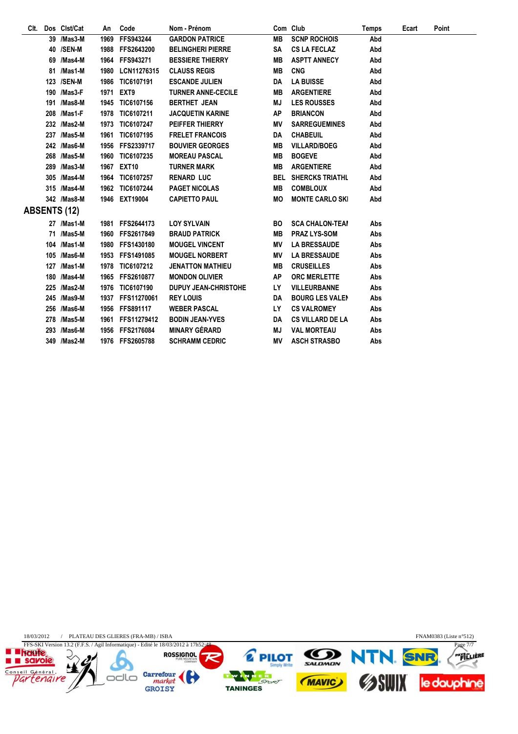| Clt. | Dos | Clst/Cat | An | Code | Nom - Prénom | Com | Club | Temps | Ecart | Point |
|---|---|---|---|---|---|---|---|---|---|---|
| | 39 | /Mas3-M | 1969 | FFS943244 | GARDON PATRICE | MB | SCNP ROCHOIS | Abd | | |
| | 40 | /SEN-M | 1988 | FFS2643200 | BELINGHERI PIERRE | SA | CS LA FECLAZ | Abd | | |
| | 69 | /Mas4-M | 1964 | FFS943271 | BESSIERE THIERRY | MB | ASPTT ANNECY | Abd | | |
| | 81 | /Mas1-M | 1980 | LCN11276315 | CLAUSS REGIS | MB | CNG | Abd | | |
| | 123 | /SEN-M | 1986 | TIC6107191 | ESCANDE JULIEN | DA | LA BUISSE | Abd | | |
| | 190 | /Mas3-F | 1971 | EXT9 | TURNER ANNE-CECILE | MB | ARGENTIERE | Abd | | |
| | 191 | /Mas8-M | 1945 | TIC6107156 | BERTHET JEAN | MJ | LES ROUSSES | Abd | | |
| | 208 | /Mas1-F | 1978 | TIC6107211 | JACQUETIN KARINE | AP | BRIANCON | Abd | | |
| | 232 | /Mas2-M | 1973 | TIC6107247 | PEIFFER THIERRY | MV | SARREGUEMINES | Abd | | |
| | 237 | /Mas5-M | 1961 | TIC6107195 | FRELET FRANCOIS | DA | CHABEUIL | Abd | | |
| | 242 | /Mas6-M | 1956 | FFS2339717 | BOUVIER GEORGES | MB | VILLARD/BOEG | Abd | | |
| | 268 | /Mas5-M | 1960 | TIC6107235 | MOREAU PASCAL | MB | BOGEVE | Abd | | |
| | 289 | /Mas3-M | 1967 | EXT10 | TURNER MARK | MB | ARGENTIERE | Abd | | |
| | 305 | /Mas4-M | 1964 | TIC6107257 | RENARD LUC | BEL | SHERCKS TRIATHL | Abd | | |
| | 315 | /Mas4-M | 1962 | TIC6107244 | PAGET NICOLAS | MB | COMBLOUX | Abd | | |
| | 342 | /Mas8-M | 1946 | EXT19004 | CAPIETTO PAUL | MO | MONTE CARLO SKI | Abd | | |
| **ABSENTS (12)** | | | | | | | | | | |
| | 27 | /Mas1-M | 1981 | FFS2644173 | LOY SYLVAIN | BO | SCA CHALON-TEAI | Abs | | |
| | 71 | /Mas5-M | 1960 | FFS2617849 | BRAUD PATRICK | MB | PRAZ LYS-SOM | Abs | | |
| | 104 | /Mas1-M | 1980 | FFS1430180 | MOUGEL VINCENT | MV | LA BRESSAUDE | Abs | | |
| | 105 | /Mas6-M | 1953 | FFS1491085 | MOUGEL NORBERT | MV | LA BRESSAUDE | Abs | | |
| | 127 | /Mas1-M | 1978 | TIC6107212 | JENATTON MATHIEU | MB | CRUSEILLES | Abs | | |
| | 180 | /Mas4-M | 1965 | FFS2610877 | MONDON OLIVIER | AP | ORC MERLETTE | Abs | | |
| | 225 | /Mas2-M | 1976 | TIC6107190 | DUPUY JEAN-CHRISTOHE | LY | VILLEURBANNE | Abs | | |
| | 245 | /Mas9-M | 1937 | FFS11270061 | REY LOUIS | DA | BOURG LES VALEI | Abs | | |
| | 256 | /Mas6-M | 1956 | FFS891117 | WEBER PASCAL | LY | CS VALROMEY | Abs | | |
| | 278 | /Mas5-M | 1961 | FFS11279412 | BODIN JEAN-YVES | DA | CS VILLARD DE LA | Abs | | |
| | 293 | /Mas6-M | 1956 | FFS2176084 | MINARY GÉRARD | MJ | VAL MORTEAU | Abs | | |
| | 349 | /Mas2-M | 1976 | FFS2605788 | SCHRAMM CEDRIC | MV | ASCH STRASBO | Abs | | |

18/03/2012 / PLATEAU DES GLIERES (FRA-MB) / ISBA FNAM0383 (Liste n°512)

FFS-SKI Version 13.2 (F.F.S. / Agil Informatique) - Edité le 18/03/2012 à 17h52:48